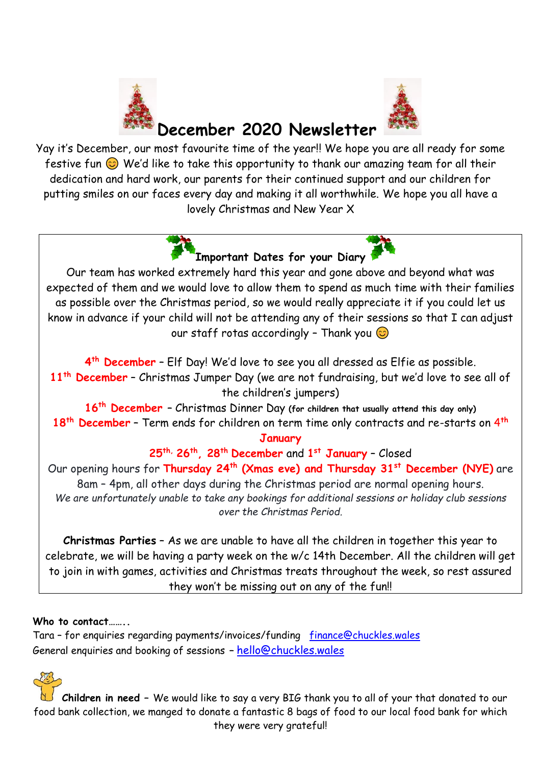# December 2020 Newsletter

Yay it's December, our most favourite time of the year!! We hope you are all ready for some festive fun 😊 We'd like to take this opportunity to thank our amazing team for all their dedication and hard work, our parents for their continued support and our children for putting smiles on our faces every day and making it all worthwhile. We hope you all have a lovely Christmas and New Year X

## Important Dates for your Diary

Our team has worked extremely hard this year and gone above and beyond what was expected of them and we would love to allow them to spend as much time with their families as possible over the Christmas period, so we would really appreciate it if you could let us know in advance if your child will not be attending any of their sessions so that I can adjust our staff rotas accordingly – Thank you 😊

**4th December** – Elf Day! We'd love to see you all dressed as Elfie as possible.

**11th December** – Christmas Jumper Day (we are not fundraising, but we'd love to see all of the children's jumpers)

**16th December** – Christmas Dinner Day **(for children that usually attend this day only)**

**18th December** – Term ends for children on term time only contracts and re-starts on **4th January**

**25th, 26th, 28th December** and **1st January** – Closed

Our opening hours for **Thursday 24th (Xmas eve) and Thursday 31st December (NYE)** are 8am – 4pm, all other days during the Christmas period are normal opening hours.

*We are unfortunately unable to take any bookings for additional sessions or holiday club sessions over the Christmas Period.*

**Christmas Parties** – As we are unable to have all the children in together this year to celebrate, we will be having a party week on the w/c 14th December. All the children will get to join in with games, activities and Christmas treats throughout the week, so rest assured they won't be missing out on any of the fun!!

**Who to contact……..**

Tara – for enquiries regarding payments/invoices/funding finance@chuckles.wales

General enquiries and booking of sessions – hello@chuckles.wales

**Children in need** – We would like to say a very BIG thank you to all of your that donated to our food bank collection, we manged to donate a fantastic 8 bags of food to our local food bank for which they were very grateful!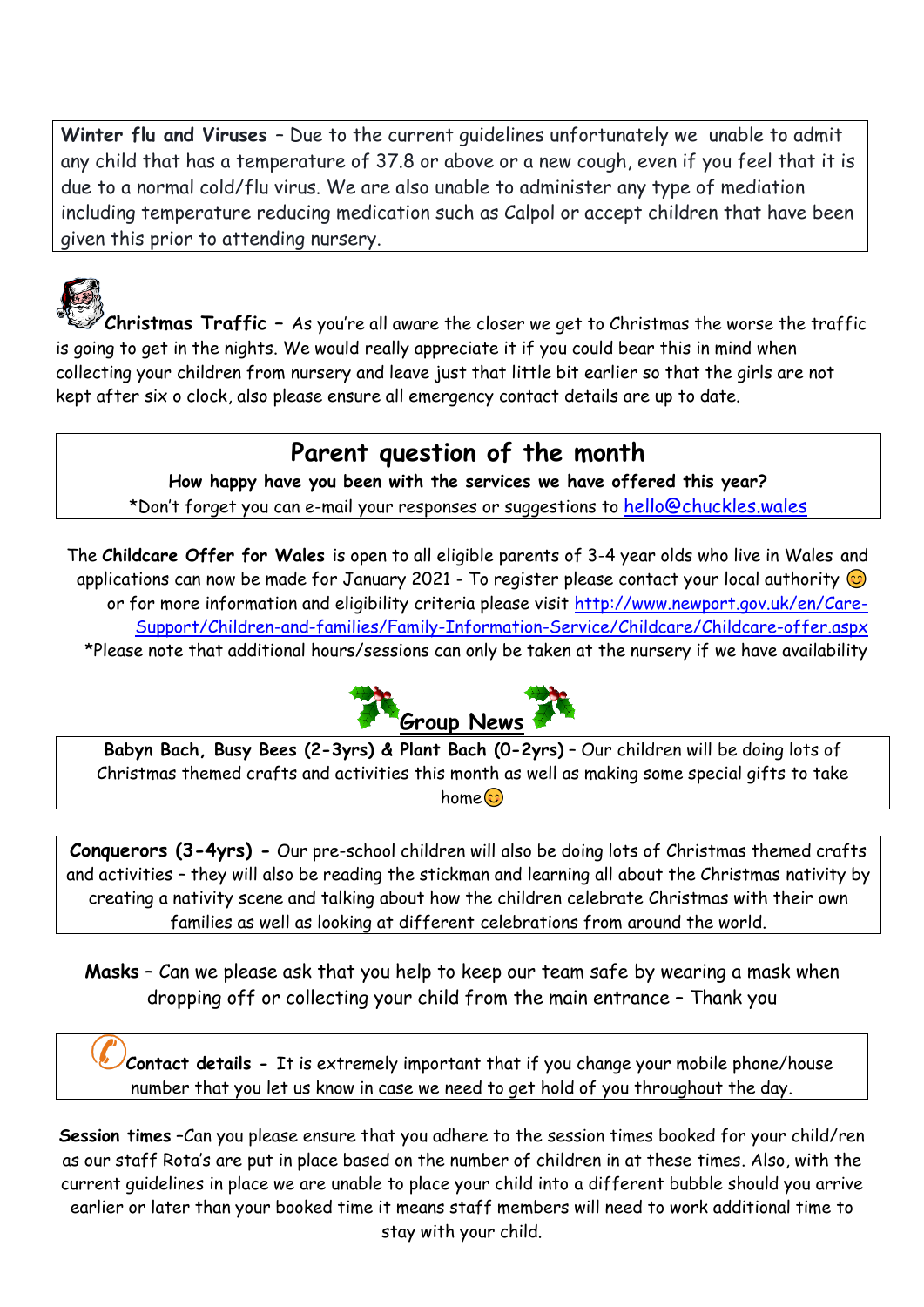**Winter flu and Viruses** – Due to the current guidelines unfortunately we unable to admit any child that has a temperature of 37.8 or above or a new cough, even if you feel that it is due to a normal cold/flu virus. We are also unable to administer any type of mediation including temperature reducing medication such as Calpol or accept children that have been given this prior to attending nursery.

**Christmas Traffic** – As you're all aware the closer we get to Christmas the worse the traffic is going to get in the nights. We would really appreciate it if you could bear this in mind when collecting your children from nursery and leave just that little bit earlier so that the girls are not kept after six o clock, also please ensure all emergency contact details are up to date.

## Parent question of the month

**How happy have you been with the services we have offered this year?**

*Don't forget you can e-mail your responses or suggestions to hello@chuckles.wales

The **Childcare Offer for Wales** is open to all eligible parents of 3-4 year olds who live in Wales and applications can now be made for January 2021 - To register please contact your local authority 😊 or for more information and eligibility criteria please visit http://www.newport.gov.uk/en/Care-Support/Children-and-families/Family-Information-Service/Childcare/Childcare-offer.aspx

*Please note that additional hours/sessions can only be taken at the nursery if we have availability

## Group News

**Babyn Bach, Busy Bees (2-3yrs) & Plant Bach (0-2yrs)** – Our children will be doing lots of Christmas themed crafts and activities this month as well as making some special gifts to take home😊

**Conquerors (3-4yrs)** - Our pre-school children will also be doing lots of Christmas themed crafts and activities – they will also be reading the stickman and learning all about the Christmas nativity by creating a nativity scene and talking about how the children celebrate Christmas with their own families as well as looking at different celebrations from around the world.

**Masks** – Can we please ask that you help to keep our team safe by wearing a mask when dropping off or collecting your child from the main entrance – Thank you

**Contact details** - It is extremely important that if you change your mobile phone/house number that you let us know in case we need to get hold of you throughout the day.

**Session times** –Can you please ensure that you adhere to the session times booked for your child/ren as our staff Rota's are put in place based on the number of children in at these times. Also, with the current guidelines in place we are unable to place your child into a different bubble should you arrive earlier or later than your booked time it means staff members will need to work additional time to stay with your child.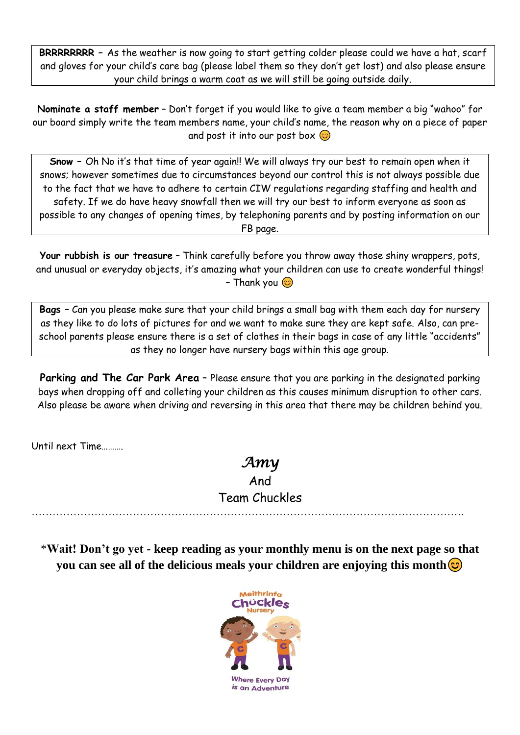**BRRRRRRRR –** As the weather is now going to start getting colder please could we have a hat, scarf and gloves for your child's care bag (please label them so they don't get lost) and also please ensure your child brings a warm coat as we will still be going outside daily.

**Nominate a staff member** – Don't forget if you would like to give a team member a big "wahoo" for our board simply write the team members name, your child's name, the reason why on a piece of paper and post it into our post box 😊

**Snow –** Oh No it's that time of year again!! We will always try our best to remain open when it snows; however sometimes due to circumstances beyond our control this is not always possible due to the fact that we have to adhere to certain CIW regulations regarding staffing and health and safety. If we do have heavy snowfall then we will try our best to inform everyone as soon as possible to any changes of opening times, by telephoning parents and by posting information on our FB page.

**Your rubbish is our treasure** – Think carefully before you throw away those shiny wrappers, pots, and unusual or everyday objects, it's amazing what your children can use to create wonderful things! – Thank you 😊

**Bags** – Can you please make sure that your child brings a small bag with them each day for nursery as they like to do lots of pictures for and we want to make sure they are kept safe. Also, can pre-school parents please ensure there is a set of clothes in their bags in case of any little "accidents" as they no longer have nursery bags within this age group.

**Parking and The Car Park Area** – Please ensure that you are parking in the designated parking bays when dropping off and colleting your children as this causes minimum disruption to other cars. Also please be aware when driving and reversing in this area that there may be children behind you.

Until next Time……….

*Amy*

And

Team Chuckles

………………………………………………………………………………………………………………

***Wait! Don't go yet - keep reading as your monthly menu is on the next page so that you can see all of the delicious meals your children are enjoying this month** 😊

Meithrinfa Chuckles Nursery

Where Every Day is an Adventure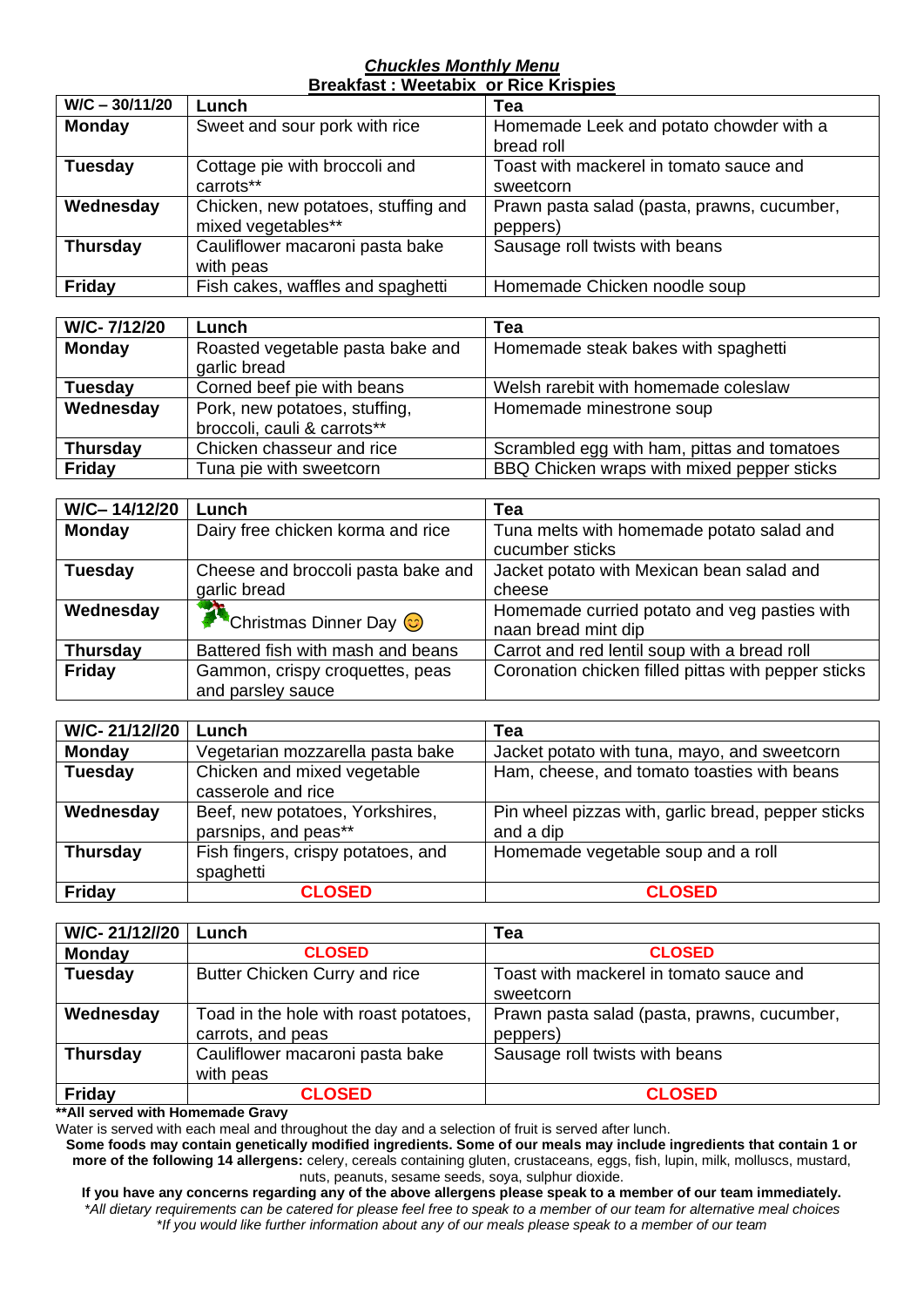***Chuckles Monthly Menu***

**Breakfast : Weetabix or Rice Krispies**

| W/C – 30/11/20 | Lunch | Tea |
|---|---|---|
| **Monday** | Sweet and sour pork with rice | Homemade Leek and potato chowder with a bread roll |
| **Tuesday** | Cottage pie with broccoli and carrots** | Toast with mackerel in tomato sauce and sweetcorn |
| **Wednesday** | Chicken, new potatoes, stuffing and mixed vegetables** | Prawn pasta salad (pasta, prawns, cucumber, peppers) |
| **Thursday** | Cauliflower macaroni pasta bake with peas | Sausage roll twists with beans |
| **Friday** | Fish cakes, waffles and spaghetti | Homemade Chicken noodle soup |

| W/C- 7/12/20 | Lunch | Tea |
|---|---|---|
| **Monday** | Roasted vegetable pasta bake and garlic bread | Homemade steak bakes with spaghetti |
| **Tuesday** | Corned beef pie with beans | Welsh rarebit with homemade coleslaw |
| **Wednesday** | Pork, new potatoes, stuffing, broccoli, cauli & carrots** | Homemade minestrone soup |
| **Thursday** | Chicken chasseur and rice | Scrambled egg with ham, pittas and tomatoes |
| **Friday** | Tuna pie with sweetcorn | BBQ Chicken wraps with mixed pepper sticks |

| W/C– 14/12/20 | Lunch | Tea |
|---|---|---|
| **Monday** | Dairy free chicken korma and rice | Tuna melts with homemade potato salad and cucumber sticks |
| **Tuesday** | Cheese and broccoli pasta bake and garlic bread | Jacket potato with Mexican bean salad and cheese |
| **Wednesday** | Christmas Dinner Day 😊 | Homemade curried potato and veg pasties with naan bread mint dip |
| **Thursday** | Battered fish with mash and beans | Carrot and red lentil soup with a bread roll |
| **Friday** | Gammon, crispy croquettes, peas and parsley sauce | Coronation chicken filled pittas with pepper sticks |

| W/C- 21/12//20 | Lunch | Tea |
|---|---|---|
| **Monday** | Vegetarian mozzarella pasta bake | Jacket potato with tuna, mayo, and sweetcorn |
| **Tuesday** | Chicken and mixed vegetable casserole and rice | Ham, cheese, and tomato toasties with beans |
| **Wednesday** | Beef, new potatoes, Yorkshires, parsnips, and peas** | Pin wheel pizzas with, garlic bread, pepper sticks and a dip |
| **Thursday** | Fish fingers, crispy potatoes, and spaghetti | Homemade vegetable soup and a roll |
| **Friday** | **CLOSED** | **CLOSED** |

| W/C- 21/12//20 | Lunch | Tea |
|---|---|---|
| **Monday** | **CLOSED** | **CLOSED** |
| **Tuesday** | Butter Chicken Curry and rice | Toast with mackerel in tomato sauce and sweetcorn |
| **Wednesday** | Toad in the hole with roast potatoes, carrots, and peas | Prawn pasta salad (pasta, prawns, cucumber, peppers) |
| **Thursday** | Cauliflower macaroni pasta bake with peas | Sausage roll twists with beans |
| **Friday** | **CLOSED** | **CLOSED** |

****All served with Homemade Gravy**

Water is served with each meal and throughout the day and a selection of fruit is served after lunch.

**Some foods may contain genetically modified ingredients. Some of our meals may include ingredients that contain 1 or more of the following 14 allergens:** celery, cereals containing gluten, crustaceans, eggs, fish, lupin, milk, molluscs, mustard, nuts, peanuts, sesame seeds, soya, sulphur dioxide.

**If you have any concerns regarding any of the above allergens please speak to a member of our team immediately.**

*\*All dietary requirements can be catered for please feel free to speak to a member of our team for alternative meal choices*

*\*If you would like further information about any of our meals please speak to a member of our team*